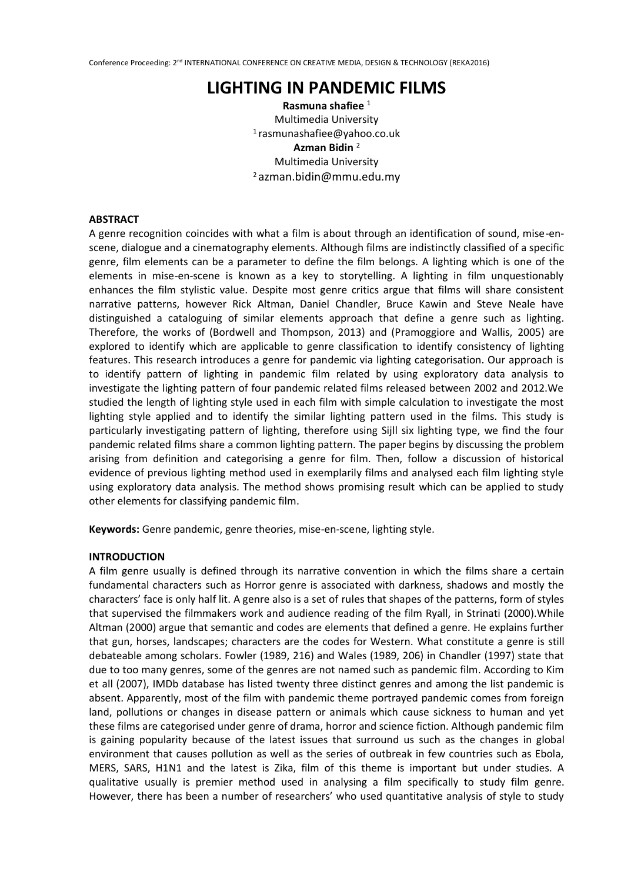# LIGHTING IN PANDEMIC FILMS

**Rasmuna shafiee** [1]
Multimedia University
[1] rasmunashafiee@yahoo.co.uk

**Azman Bidin** [2]
Multimedia University
[2] azman.bidin@mmu.edu.my

**ABSTRACT**

A genre recognition coincides with what a film is about through an identification of sound, mise-en-scene, dialogue and a cinematography elements. Although films are indistinctly classified of a specific genre, film elements can be a parameter to define the film belongs. A lighting which is one of the elements in mise-en-scene is known as a key to storytelling. A lighting in film unquestionably enhances the film stylistic value. Despite most genre critics argue that films will share consistent narrative patterns, however Rick Altman, Daniel Chandler, Bruce Kawin and Steve Neale have distinguished a cataloguing of similar elements approach that define a genre such as lighting. Therefore, the works of (Bordwell and Thompson, 2013) and (Pramoggiore and Wallis, 2005) are explored to identify which are applicable to genre classification to identify consistency of lighting features. This research introduces a genre for pandemic via lighting categorisation. Our approach is to identify pattern of lighting in pandemic film related by using exploratory data analysis to investigate the lighting pattern of four pandemic related films released between 2002 and 2012.We studied the length of lighting style used in each film with simple calculation to investigate the most lighting style applied and to identify the similar lighting pattern used in the films. This study is particularly investigating pattern of lighting, therefore using Sijll six lighting type, we find the four pandemic related films share a common lighting pattern. The paper begins by discussing the problem arising from definition and categorising a genre for film. Then, follow a discussion of historical evidence of previous lighting method used in exemplarily films and analysed each film lighting style using exploratory data analysis. The method shows promising result which can be applied to study other elements for classifying pandemic film.

**Keywords:** Genre pandemic, genre theories, mise-en-scene, lighting style.

**INTRODUCTION**

A film genre usually is defined through its narrative convention in which the films share a certain fundamental characters such as Horror genre is associated with darkness, shadows and mostly the characters' face is only half lit. A genre also is a set of rules that shapes of the patterns, form of styles that supervised the filmmakers work and audience reading of the film Ryall, in Strinati (2000).While Altman (2000) argue that semantic and codes are elements that defined a genre. He explains further that gun, horses, landscapes; characters are the codes for Western. What constitute a genre is still debateable among scholars. Fowler (1989, 216) and Wales (1989, 206) in Chandler (1997) state that due to too many genres, some of the genres are not named such as pandemic film. According to Kim et all (2007), IMDb database has listed twenty three distinct genres and among the list pandemic is absent. Apparently, most of the film with pandemic theme portrayed pandemic comes from foreign land, pollutions or changes in disease pattern or animals which cause sickness to human and yet these films are categorised under genre of drama, horror and science fiction. Although pandemic film is gaining popularity because of the latest issues that surround us such as the changes in global environment that causes pollution as well as the series of outbreak in few countries such as Ebola, MERS, SARS, H1N1 and the latest is Zika, film of this theme is important but under studies. A qualitative usually is premier method used in analysing a film specifically to study film genre. However, there has been a number of researchers' who used quantitative analysis of style to study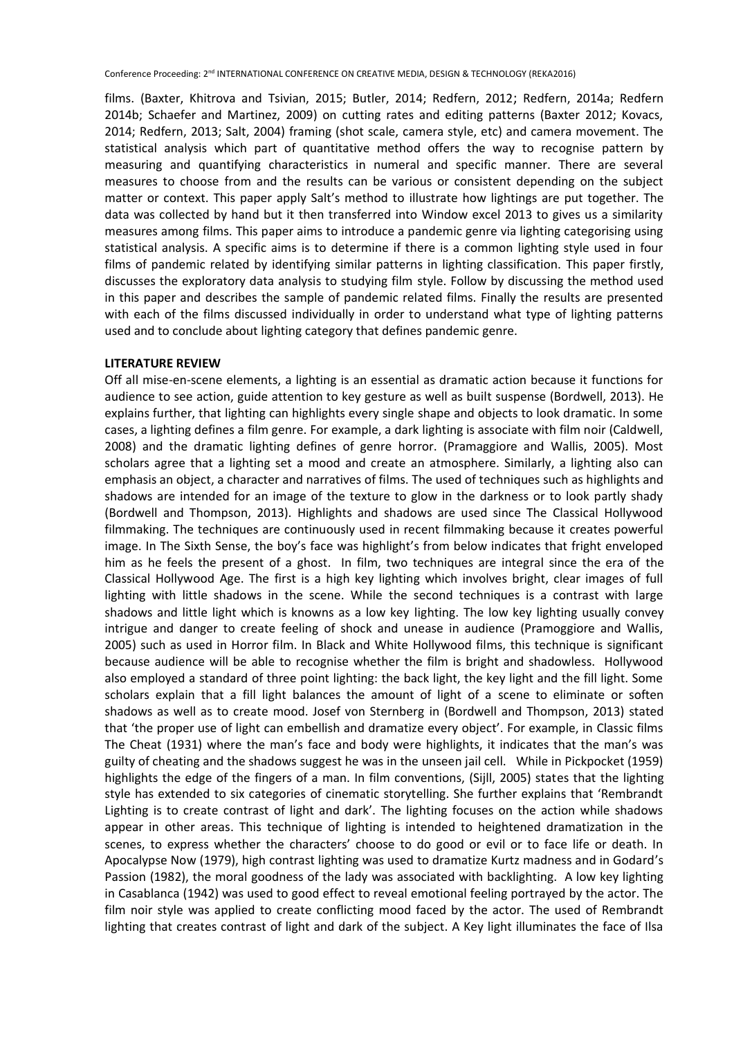films. (Baxter, Khitrova and Tsivian, 2015; Butler, 2014; Redfern, 2012; Redfern, 2014a; Redfern 2014b; Schaefer and Martinez, 2009) on cutting rates and editing patterns (Baxter 2012; Kovacs, 2014; Redfern, 2013; Salt, 2004) framing (shot scale, camera style, etc) and camera movement. The statistical analysis which part of quantitative method offers the way to recognise pattern by measuring and quantifying characteristics in numeral and specific manner. There are several measures to choose from and the results can be various or consistent depending on the subject matter or context. This paper apply Salt's method to illustrate how lightings are put together. The data was collected by hand but it then transferred into Window excel 2013 to gives us a similarity measures among films. This paper aims to introduce a pandemic genre via lighting categorising using statistical analysis. A specific aims is to determine if there is a common lighting style used in four films of pandemic related by identifying similar patterns in lighting classification. This paper firstly, discusses the exploratory data analysis to studying film style. Follow by discussing the method used in this paper and describes the sample of pandemic related films. Finally the results are presented with each of the films discussed individually in order to understand what type of lighting patterns used and to conclude about lighting category that defines pandemic genre.

## LITERATURE REVIEW

Off all mise-en-scene elements, a lighting is an essential as dramatic action because it functions for audience to see action, guide attention to key gesture as well as built suspense (Bordwell, 2013). He explains further, that lighting can highlights every single shape and objects to look dramatic. In some cases, a lighting defines a film genre. For example, a dark lighting is associate with film noir (Caldwell, 2008) and the dramatic lighting defines of genre horror. (Pramaggiore and Wallis, 2005). Most scholars agree that a lighting set a mood and create an atmosphere. Similarly, a lighting also can emphasis an object, a character and narratives of films. The used of techniques such as highlights and shadows are intended for an image of the texture to glow in the darkness or to look partly shady (Bordwell and Thompson, 2013). Highlights and shadows are used since The Classical Hollywood filmmaking. The techniques are continuously used in recent filmmaking because it creates powerful image. In The Sixth Sense, the boy's face was highlight's from below indicates that fright enveloped him as he feels the present of a ghost. In film, two techniques are integral since the era of the Classical Hollywood Age. The first is a high key lighting which involves bright, clear images of full lighting with little shadows in the scene. While the second techniques is a contrast with large shadows and little light which is knowns as a low key lighting. The low key lighting usually convey intrigue and danger to create feeling of shock and unease in audience (Pramoggiore and Wallis, 2005) such as used in Horror film. In Black and White Hollywood films, this technique is significant because audience will be able to recognise whether the film is bright and shadowless. Hollywood also employed a standard of three point lighting: the back light, the key light and the fill light. Some scholars explain that a fill light balances the amount of light of a scene to eliminate or soften shadows as well as to create mood. Josef von Sternberg in (Bordwell and Thompson, 2013) stated that 'the proper use of light can embellish and dramatize every object'. For example, in Classic films The Cheat (1931) where the man's face and body were highlights, it indicates that the man's was guilty of cheating and the shadows suggest he was in the unseen jail cell. While in Pickpocket (1959) highlights the edge of the fingers of a man. In film conventions, (Sijll, 2005) states that the lighting style has extended to six categories of cinematic storytelling. She further explains that 'Rembrandt Lighting is to create contrast of light and dark'. The lighting focuses on the action while shadows appear in other areas. This technique of lighting is intended to heightened dramatization in the scenes, to express whether the characters' choose to do good or evil or to face life or death. In Apocalypse Now (1979), high contrast lighting was used to dramatize Kurtz madness and in Godard's Passion (1982), the moral goodness of the lady was associated with backlighting. A low key lighting in Casablanca (1942) was used to good effect to reveal emotional feeling portrayed by the actor. The film noir style was applied to create conflicting mood faced by the actor. The used of Rembrandt lighting that creates contrast of light and dark of the subject. A Key light illuminates the face of Ilsa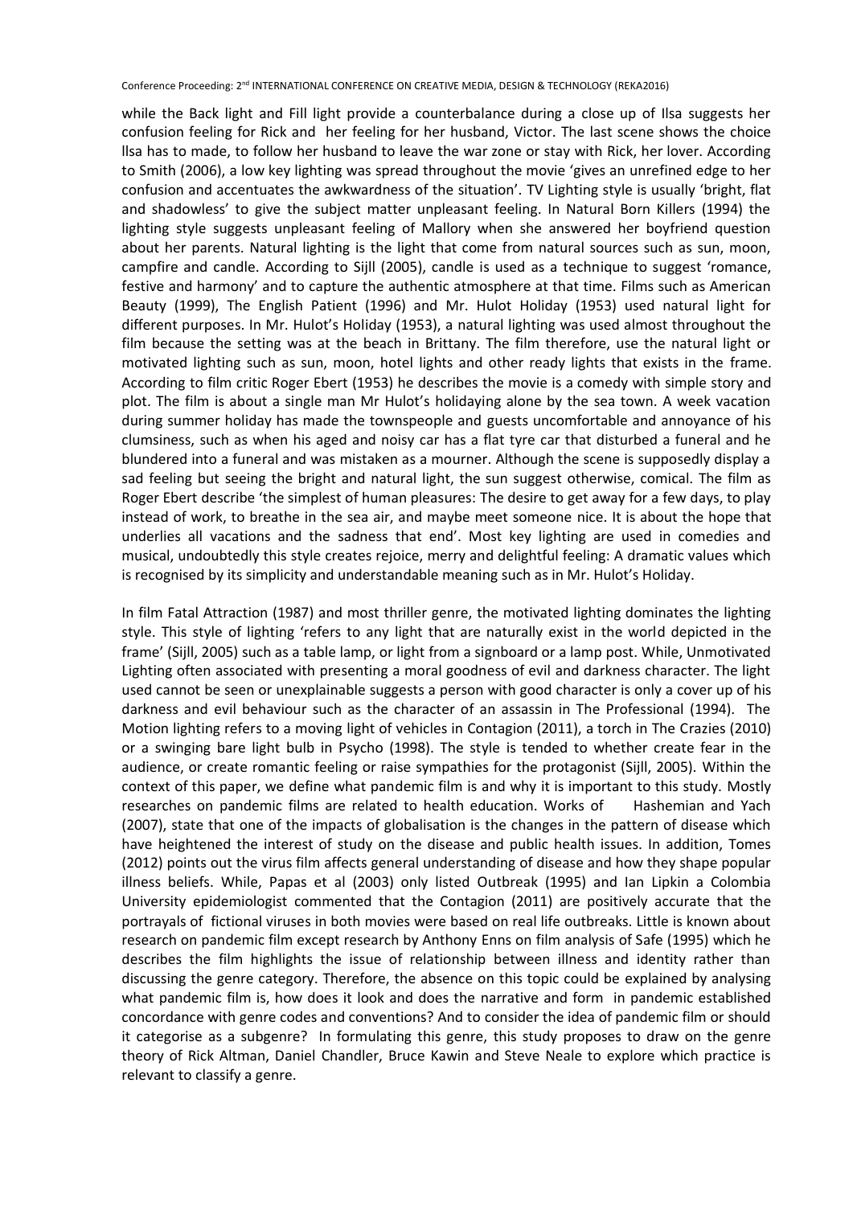while the Back light and Fill light provide a counterbalance during a close up of Ilsa suggests her confusion feeling for Rick and her feeling for her husband, Victor. The last scene shows the choice llsa has to made, to follow her husband to leave the war zone or stay with Rick, her lover. According to Smith (2006), a low key lighting was spread throughout the movie 'gives an unrefined edge to her confusion and accentuates the awkwardness of the situation'. TV Lighting style is usually 'bright, flat and shadowless' to give the subject matter unpleasant feeling. In Natural Born Killers (1994) the lighting style suggests unpleasant feeling of Mallory when she answered her boyfriend question about her parents. Natural lighting is the light that come from natural sources such as sun, moon, campfire and candle. According to Sijll (2005), candle is used as a technique to suggest 'romance, festive and harmony' and to capture the authentic atmosphere at that time. Films such as American Beauty (1999), The English Patient (1996) and Mr. Hulot Holiday (1953) used natural light for different purposes. In Mr. Hulot's Holiday (1953), a natural lighting was used almost throughout the film because the setting was at the beach in Brittany. The film therefore, use the natural light or motivated lighting such as sun, moon, hotel lights and other ready lights that exists in the frame. According to film critic Roger Ebert (1953) he describes the movie is a comedy with simple story and plot. The film is about a single man Mr Hulot's holidaying alone by the sea town. A week vacation during summer holiday has made the townspeople and guests uncomfortable and annoyance of his clumsiness, such as when his aged and noisy car has a flat tyre car that disturbed a funeral and he blundered into a funeral and was mistaken as a mourner. Although the scene is supposedly display a sad feeling but seeing the bright and natural light, the sun suggest otherwise, comical. The film as Roger Ebert describe 'the simplest of human pleasures: The desire to get away for a few days, to play instead of work, to breathe in the sea air, and maybe meet someone nice. It is about the hope that underlies all vacations and the sadness that end'. Most key lighting are used in comedies and musical, undoubtedly this style creates rejoice, merry and delightful feeling: A dramatic values which is recognised by its simplicity and understandable meaning such as in Mr. Hulot's Holiday.

In film Fatal Attraction (1987) and most thriller genre, the motivated lighting dominates the lighting style. This style of lighting 'refers to any light that are naturally exist in the world depicted in the frame' (Sijll, 2005) such as a table lamp, or light from a signboard or a lamp post. While, Unmotivated Lighting often associated with presenting a moral goodness of evil and darkness character. The light used cannot be seen or unexplainable suggests a person with good character is only a cover up of his darkness and evil behaviour such as the character of an assassin in The Professional (1994). The Motion lighting refers to a moving light of vehicles in Contagion (2011), a torch in The Crazies (2010) or a swinging bare light bulb in Psycho (1998). The style is tended to whether create fear in the audience, or create romantic feeling or raise sympathies for the protagonist (Sijll, 2005). Within the context of this paper, we define what pandemic film is and why it is important to this study. Mostly researches on pandemic films are related to health education. Works of Hashemian and Yach (2007), state that one of the impacts of globalisation is the changes in the pattern of disease which have heightened the interest of study on the disease and public health issues. In addition, Tomes (2012) points out the virus film affects general understanding of disease and how they shape popular illness beliefs. While, Papas et al (2003) only listed Outbreak (1995) and Ian Lipkin a Colombia University epidemiologist commented that the Contagion (2011) are positively accurate that the portrayals of fictional viruses in both movies were based on real life outbreaks. Little is known about research on pandemic film except research by Anthony Enns on film analysis of Safe (1995) which he describes the film highlights the issue of relationship between illness and identity rather than discussing the genre category. Therefore, the absence on this topic could be explained by analysing what pandemic film is, how does it look and does the narrative and form in pandemic established concordance with genre codes and conventions? And to consider the idea of pandemic film or should it categorise as a subgenre? In formulating this genre, this study proposes to draw on the genre theory of Rick Altman, Daniel Chandler, Bruce Kawin and Steve Neale to explore which practice is relevant to classify a genre.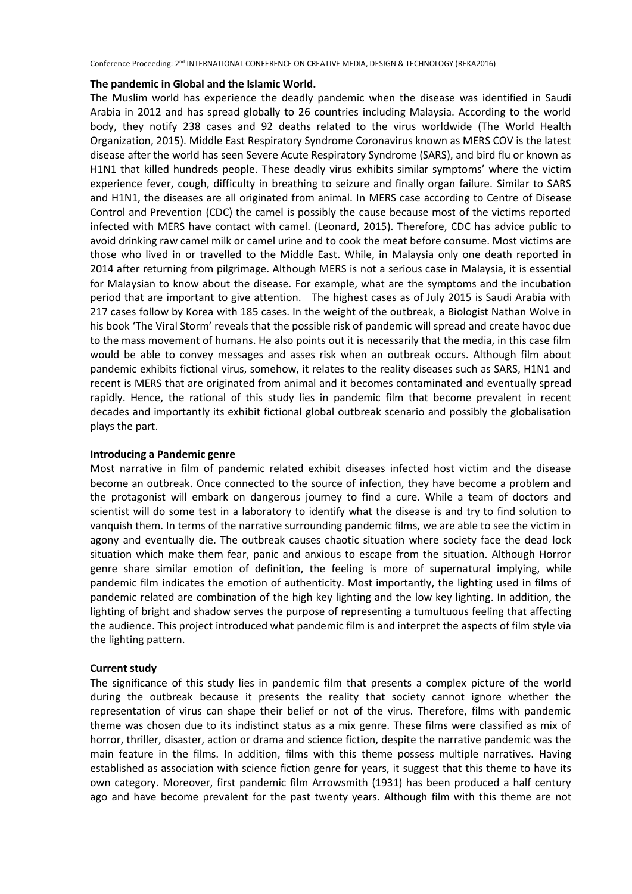**The pandemic in Global and the Islamic World.**

The Muslim world has experience the deadly pandemic when the disease was identified in Saudi Arabia in 2012 and has spread globally to 26 countries including Malaysia. According to the world body, they notify 238 cases and 92 deaths related to the virus worldwide (The World Health Organization, 2015). Middle East Respiratory Syndrome Coronavirus known as MERS COV is the latest disease after the world has seen Severe Acute Respiratory Syndrome (SARS), and bird flu or known as H1N1 that killed hundreds people. These deadly virus exhibits similar symptoms' where the victim experience fever, cough, difficulty in breathing to seizure and finally organ failure. Similar to SARS and H1N1, the diseases are all originated from animal. In MERS case according to Centre of Disease Control and Prevention (CDC) the camel is possibly the cause because most of the victims reported infected with MERS have contact with camel. (Leonard, 2015). Therefore, CDC has advice public to avoid drinking raw camel milk or camel urine and to cook the meat before consume. Most victims are those who lived in or travelled to the Middle East. While, in Malaysia only one death reported in 2014 after returning from pilgrimage. Although MERS is not a serious case in Malaysia, it is essential for Malaysian to know about the disease. For example, what are the symptoms and the incubation period that are important to give attention. The highest cases as of July 2015 is Saudi Arabia with 217 cases follow by Korea with 185 cases. In the weight of the outbreak, a Biologist Nathan Wolve in his book 'The Viral Storm' reveals that the possible risk of pandemic will spread and create havoc due to the mass movement of humans. He also points out it is necessarily that the media, in this case film would be able to convey messages and asses risk when an outbreak occurs. Although film about pandemic exhibits fictional virus, somehow, it relates to the reality diseases such as SARS, H1N1 and recent is MERS that are originated from animal and it becomes contaminated and eventually spread rapidly. Hence, the rational of this study lies in pandemic film that become prevalent in recent decades and importantly its exhibit fictional global outbreak scenario and possibly the globalisation plays the part.

**Introducing a Pandemic genre**

Most narrative in film of pandemic related exhibit diseases infected host victim and the disease become an outbreak. Once connected to the source of infection, they have become a problem and the protagonist will embark on dangerous journey to find a cure. While a team of doctors and scientist will do some test in a laboratory to identify what the disease is and try to find solution to vanquish them. In terms of the narrative surrounding pandemic films, we are able to see the victim in agony and eventually die. The outbreak causes chaotic situation where society face the dead lock situation which make them fear, panic and anxious to escape from the situation. Although Horror genre share similar emotion of definition, the feeling is more of supernatural implying, while pandemic film indicates the emotion of authenticity. Most importantly, the lighting used in films of pandemic related are combination of the high key lighting and the low key lighting. In addition, the lighting of bright and shadow serves the purpose of representing a tumultuous feeling that affecting the audience. This project introduced what pandemic film is and interpret the aspects of film style via the lighting pattern.

**Current study**

The significance of this study lies in pandemic film that presents a complex picture of the world during the outbreak because it presents the reality that society cannot ignore whether the representation of virus can shape their belief or not of the virus. Therefore, films with pandemic theme was chosen due to its indistinct status as a mix genre. These films were classified as mix of horror, thriller, disaster, action or drama and science fiction, despite the narrative pandemic was the main feature in the films. In addition, films with this theme possess multiple narratives. Having established as association with science fiction genre for years, it suggest that this theme to have its own category. Moreover, first pandemic film Arrowsmith (1931) has been produced a half century ago and have become prevalent for the past twenty years. Although film with this theme are not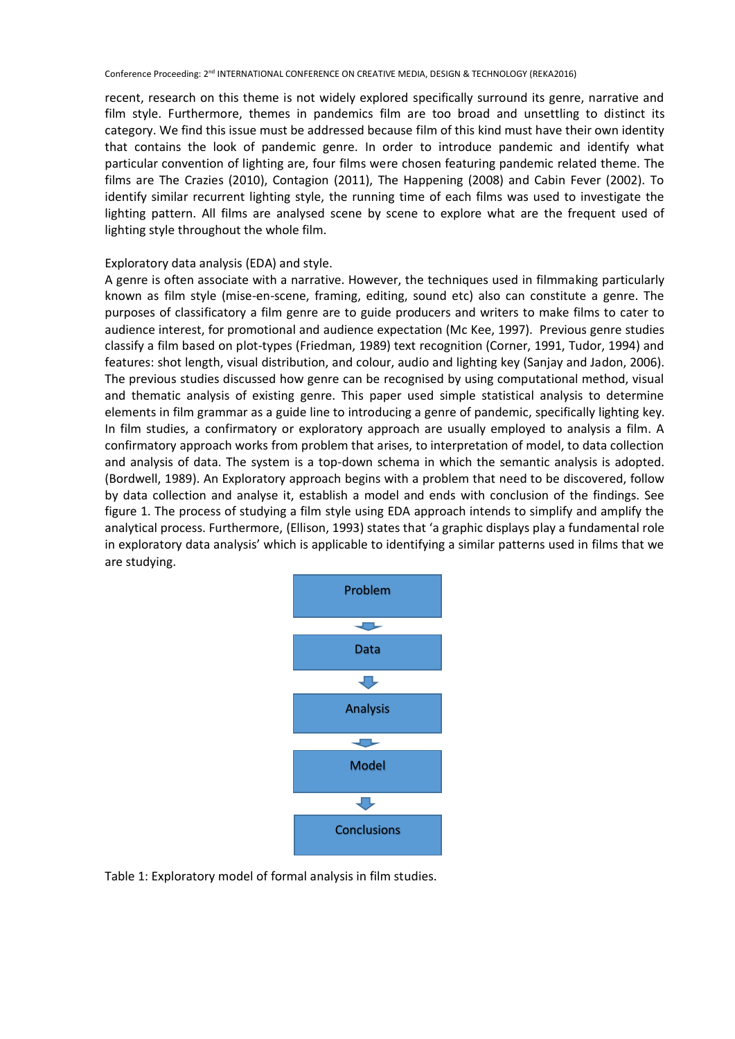recent, research on this theme is not widely explored specifically surround its genre, narrative and film style. Furthermore, themes in pandemics film are too broad and unsettling to distinct its category. We find this issue must be addressed because film of this kind must have their own identity that contains the look of pandemic genre. In order to introduce pandemic and identify what particular convention of lighting are, four films were chosen featuring pandemic related theme. The films are The Crazies (2010), Contagion (2011), The Happening (2008) and Cabin Fever (2002). To identify similar recurrent lighting style, the running time of each films was used to investigate the lighting pattern. All films are analysed scene by scene to explore what are the frequent used of lighting style throughout the whole film.

Exploratory data analysis (EDA) and style.

A genre is often associate with a narrative. However, the techniques used in filmmaking particularly known as film style (mise-en-scene, framing, editing, sound etc) also can constitute a genre. The purposes of classificatory a film genre are to guide producers and writers to make films to cater to audience interest, for promotional and audience expectation (Mc Kee, 1997). Previous genre studies classify a film based on plot-types (Friedman, 1989) text recognition (Corner, 1991, Tudor, 1994) and features: shot length, visual distribution, and colour, audio and lighting key (Sanjay and Jadon, 2006). The previous studies discussed how genre can be recognised by using computational method, visual and thematic analysis of existing genre. This paper used simple statistical analysis to determine elements in film grammar as a guide line to introducing a genre of pandemic, specifically lighting key. In film studies, a confirmatory or exploratory approach are usually employed to analysis a film. A confirmatory approach works from problem that arises, to interpretation of model, to data collection and analysis of data. The system is a top-down schema in which the semantic analysis is adopted. (Bordwell, 1989). An Exploratory approach begins with a problem that need to be discovered, follow by data collection and analyse it, establish a model and ends with conclusion of the findings. See figure 1. The process of studying a film style using EDA approach intends to simplify and amplify the analytical process. Furthermore, (Ellison, 1993) states that 'a graphic displays play a fundamental role in exploratory data analysis' which is applicable to identifying a similar patterns used in films that we are studying.

Problem

↓

Data

↓

Analysis

↓

Model

↓

Conclusions

Table 1: Exploratory model of formal analysis in film studies.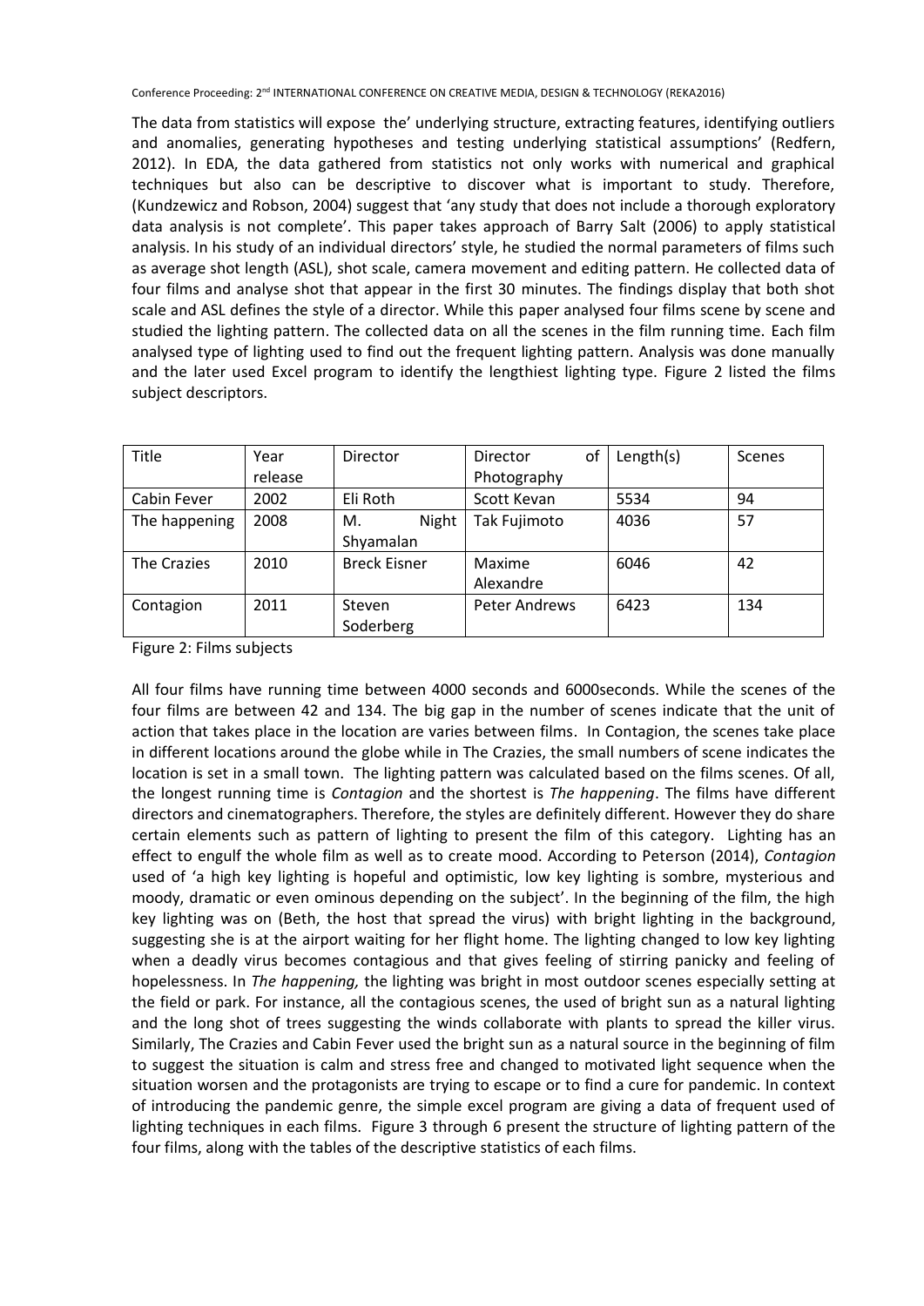The data from statistics will expose the' underlying structure, extracting features, identifying outliers and anomalies, generating hypotheses and testing underlying statistical assumptions' (Redfern, 2012). In EDA, the data gathered from statistics not only works with numerical and graphical techniques but also can be descriptive to discover what is important to study. Therefore, (Kundzewicz and Robson, 2004) suggest that 'any study that does not include a thorough exploratory data analysis is not complete'. This paper takes approach of Barry Salt (2006) to apply statistical analysis. In his study of an individual directors' style, he studied the normal parameters of films such as average shot length (ASL), shot scale, camera movement and editing pattern. He collected data of four films and analyse shot that appear in the first 30 minutes. The findings display that both shot scale and ASL defines the style of a director. While this paper analysed four films scene by scene and studied the lighting pattern. The collected data on all the scenes in the film running time. Each film analysed type of lighting used to find out the frequent lighting pattern. Analysis was done manually and the later used Excel program to identify the lengthiest lighting type. Figure 2 listed the films subject descriptors.

| Title | Year release | Director | Director of Photography | Length(s) | Scenes |
|---|---|---|---|---|---|
| Cabin Fever | 2002 | Eli Roth | Scott Kevan | 5534 | 94 |
| The happening | 2008 | M. Night Shyamalan | Tak Fujimoto | 4036 | 57 |
| The Crazies | 2010 | Breck Eisner | Maxime Alexandre | 6046 | 42 |
| Contagion | 2011 | Steven Soderberg | Peter Andrews | 6423 | 134 |

Figure 2: Films subjects

All four films have running time between 4000 seconds and 6000seconds. While the scenes of the four films are between 42 and 134. The big gap in the number of scenes indicate that the unit of action that takes place in the location are varies between films. In Contagion, the scenes take place in different locations around the globe while in The Crazies, the small numbers of scene indicates the location is set in a small town. The lighting pattern was calculated based on the films scenes. Of all, the longest running time is *Contagion* and the shortest is *The happening*. The films have different directors and cinematographers. Therefore, the styles are definitely different. However they do share certain elements such as pattern of lighting to present the film of this category. Lighting has an effect to engulf the whole film as well as to create mood. According to Peterson (2014), *Contagion* used of 'a high key lighting is hopeful and optimistic, low key lighting is sombre, mysterious and moody, dramatic or even ominous depending on the subject'. In the beginning of the film, the high key lighting was on (Beth, the host that spread the virus) with bright lighting in the background, suggesting she is at the airport waiting for her flight home. The lighting changed to low key lighting when a deadly virus becomes contagious and that gives feeling of stirring panicky and feeling of hopelessness. In *The happening,* the lighting was bright in most outdoor scenes especially setting at the field or park. For instance, all the contagious scenes, the used of bright sun as a natural lighting and the long shot of trees suggesting the winds collaborate with plants to spread the killer virus. Similarly, The Crazies and Cabin Fever used the bright sun as a natural source in the beginning of film to suggest the situation is calm and stress free and changed to motivated light sequence when the situation worsen and the protagonists are trying to escape or to find a cure for pandemic. In context of introducing the pandemic genre, the simple excel program are giving a data of frequent used of lighting techniques in each films. Figure 3 through 6 present the structure of lighting pattern of the four films, along with the tables of the descriptive statistics of each films.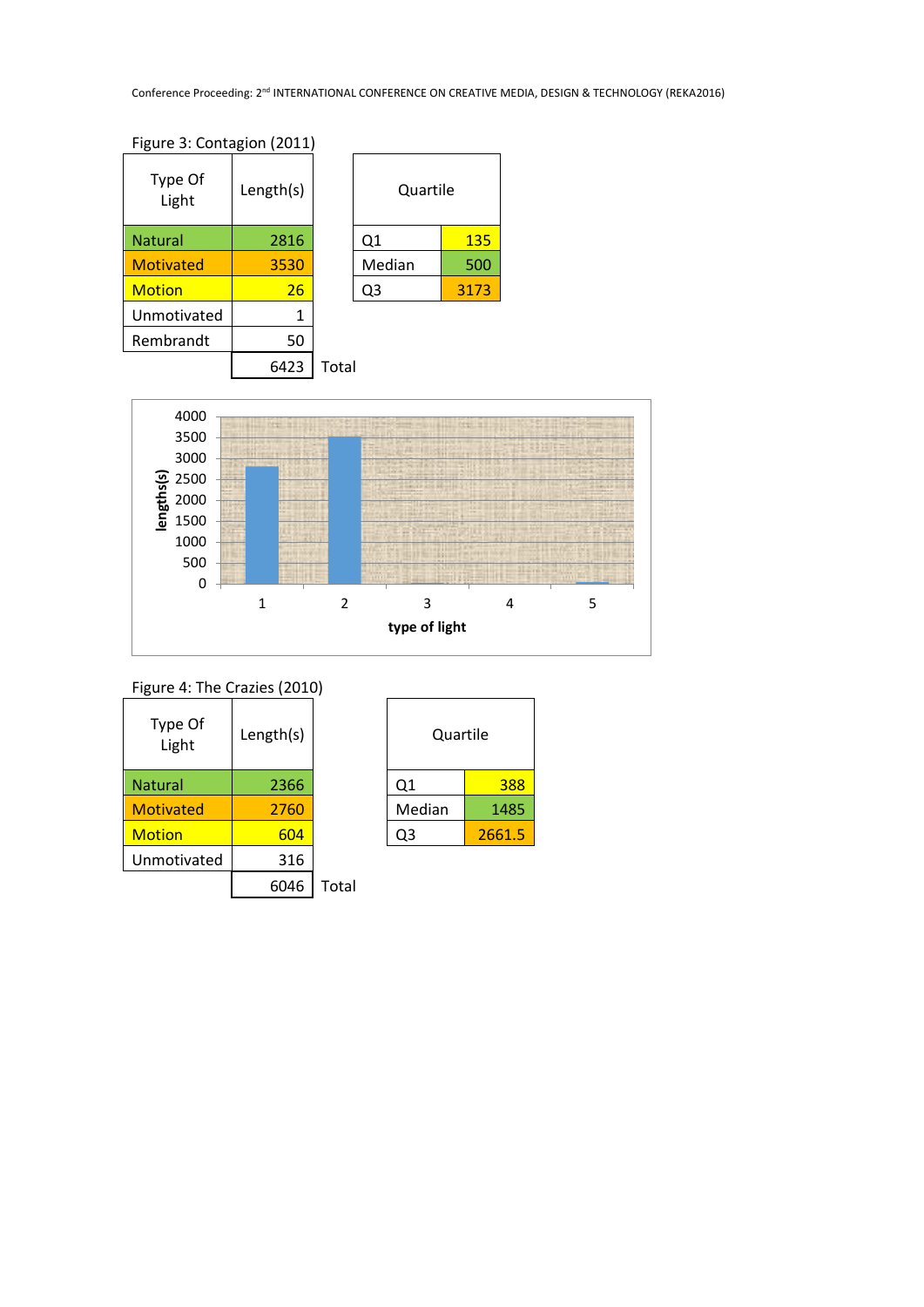Figure 3: Contagion (2011)

| Type Of Light | Length(s) |
|---|---|
| Natural | 2816 |
| Motivated | 3530 |
| Motion | 26 |
| Unmotivated | 1 |
| Rembrandt | 50 |
| Total | 6423 |

| Quartile | |
|---|---|
| Q1 | 135 |
| Median | 500 |
| Q3 | 3173 |

Figure 4: The Crazies (2010)

| Type Of Light | Length(s) |
|---|---|
| Natural | 2366 |
| Motivated | 2760 |
| Motion | 604 |
| Unmotivated | 316 |
| Total | 6046 |

| Quartile | |
|---|---|
| Q1 | 388 |
| Median | 1485 |
| Q3 | 2661.5 |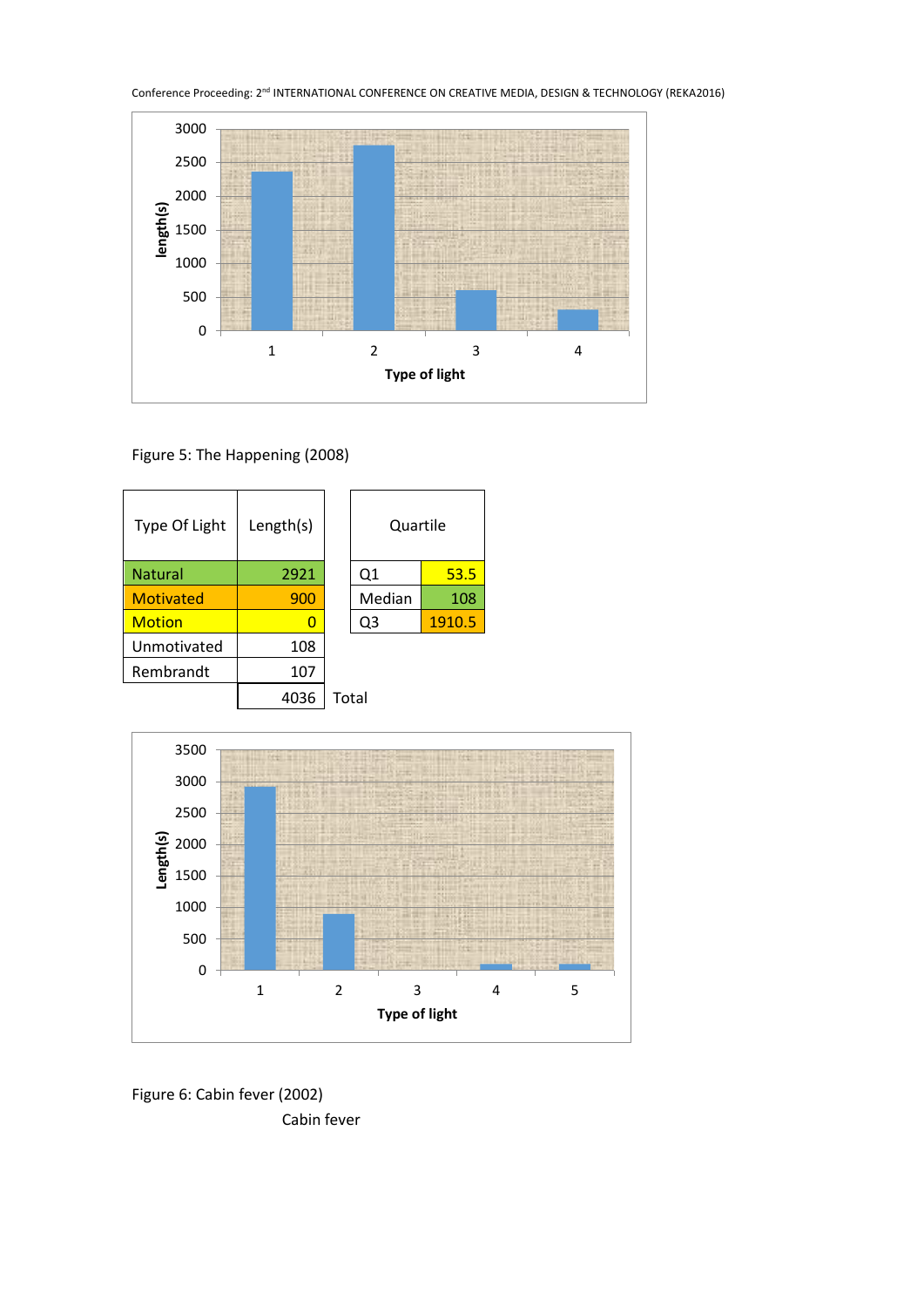Figure 5: The Happening (2008)

| Type Of Light | Length(s) |
|---|---|
| Natural | 2921 |
| Motivated | 900 |
| Motion | 0 |
| Unmotivated | 108 |
| Rembrandt | 107 |
| | 4036 Total |

| Quartile | |
|---|---|
| Q1 | 53.5 |
| Median | 108 |
| Q3 | 1910.5 |

Figure 6: Cabin fever (2002)

Cabin fever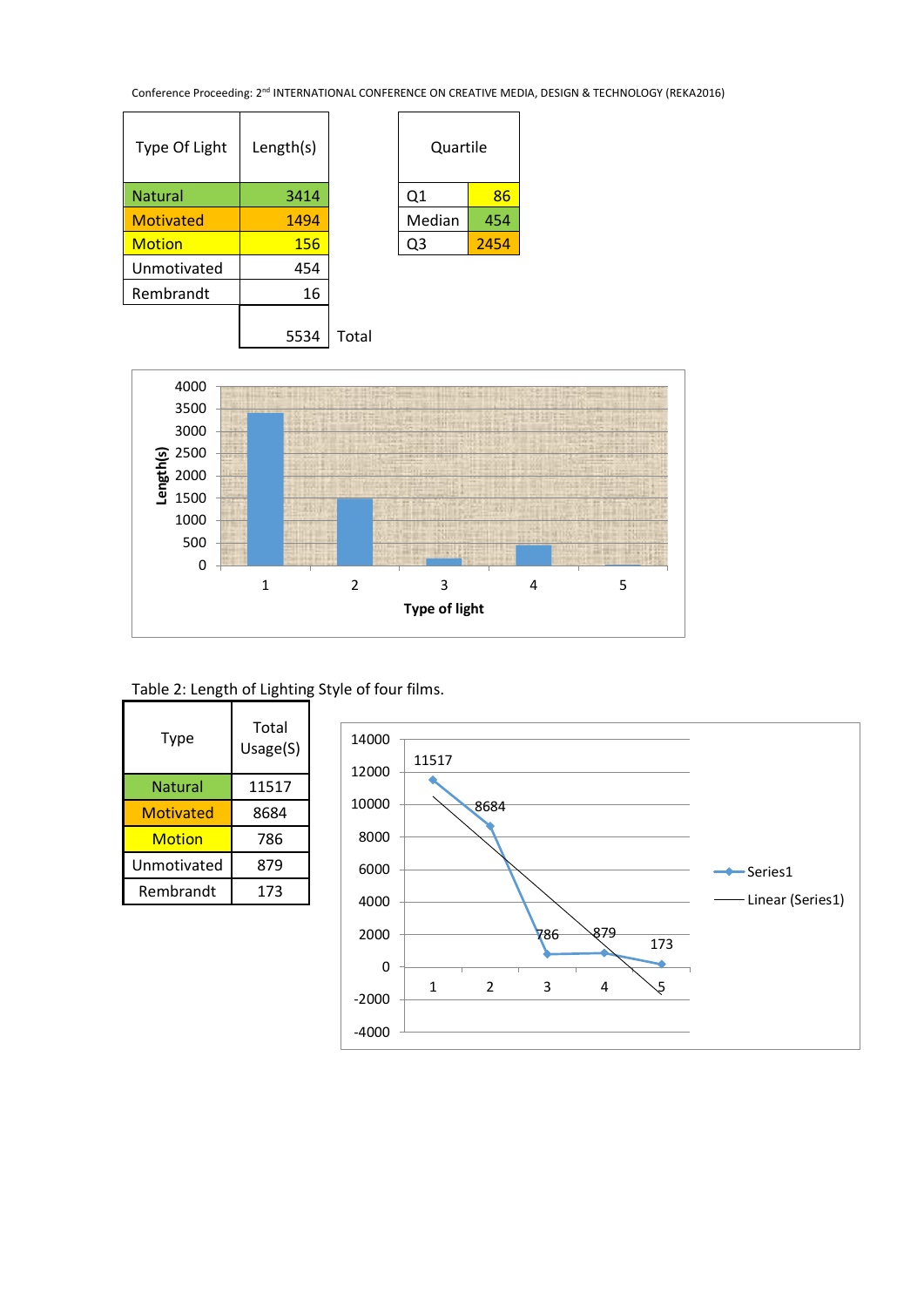| Type Of Light | Length(s) |
|---|---|
| Natural | 3414 |
| Motivated | 1494 |
| Motion | 156 |
| Unmotivated | 454 |
| Rembrandt | 16 |
| | 5534 Total |

| Quartile | |
|---|---|
| Q1 | 86 |
| Median | 454 |
| Q3 | 2454 |

Table 2: Length of Lighting Style of four films.

| Type | Total Usage(S) |
|---|---|
| Natural | 11517 |
| Motivated | 8684 |
| Motion | 786 |
| Unmotivated | 879 |
| Rembrandt | 173 |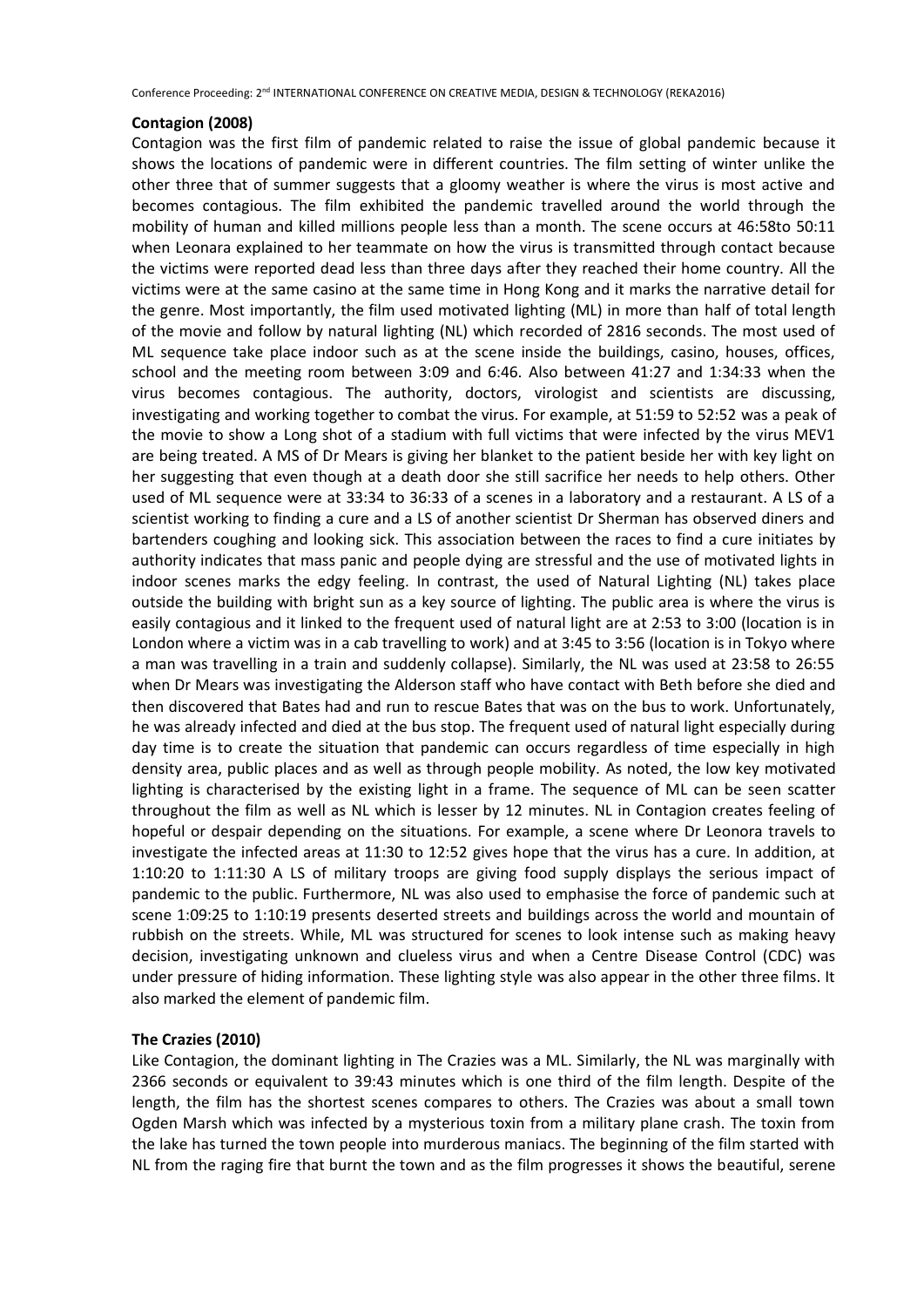**Contagion (2008)**

Contagion was the first film of pandemic related to raise the issue of global pandemic because it shows the locations of pandemic were in different countries. The film setting of winter unlike the other three that of summer suggests that a gloomy weather is where the virus is most active and becomes contagious. The film exhibited the pandemic travelled around the world through the mobility of human and killed millions people less than a month. The scene occurs at 46:58to 50:11 when Leonara explained to her teammate on how the virus is transmitted through contact because the victims were reported dead less than three days after they reached their home country. All the victims were at the same casino at the same time in Hong Kong and it marks the narrative detail for the genre. Most importantly, the film used motivated lighting (ML) in more than half of total length of the movie and follow by natural lighting (NL) which recorded of 2816 seconds. The most used of ML sequence take place indoor such as at the scene inside the buildings, casino, houses, offices, school and the meeting room between 3:09 and 6:46. Also between 41:27 and 1:34:33 when the virus becomes contagious. The authority, doctors, virologist and scientists are discussing, investigating and working together to combat the virus. For example, at 51:59 to 52:52 was a peak of the movie to show a Long shot of a stadium with full victims that were infected by the virus MEV1 are being treated. A MS of Dr Mears is giving her blanket to the patient beside her with key light on her suggesting that even though at a death door she still sacrifice her needs to help others. Other used of ML sequence were at 33:34 to 36:33 of a scenes in a laboratory and a restaurant. A LS of a scientist working to finding a cure and a LS of another scientist Dr Sherman has observed diners and bartenders coughing and looking sick. This association between the races to find a cure initiates by authority indicates that mass panic and people dying are stressful and the use of motivated lights in indoor scenes marks the edgy feeling. In contrast, the used of Natural Lighting (NL) takes place outside the building with bright sun as a key source of lighting. The public area is where the virus is easily contagious and it linked to the frequent used of natural light are at 2:53 to 3:00 (location is in London where a victim was in a cab travelling to work) and at 3:45 to 3:56 (location is in Tokyo where a man was travelling in a train and suddenly collapse). Similarly, the NL was used at 23:58 to 26:55 when Dr Mears was investigating the Alderson staff who have contact with Beth before she died and then discovered that Bates had and run to rescue Bates that was on the bus to work. Unfortunately, he was already infected and died at the bus stop. The frequent used of natural light especially during day time is to create the situation that pandemic can occurs regardless of time especially in high density area, public places and as well as through people mobility. As noted, the low key motivated lighting is characterised by the existing light in a frame. The sequence of ML can be seen scatter throughout the film as well as NL which is lesser by 12 minutes. NL in Contagion creates feeling of hopeful or despair depending on the situations. For example, a scene where Dr Leonora travels to investigate the infected areas at 11:30 to 12:52 gives hope that the virus has a cure. In addition, at 1:10:20 to 1:11:30 A LS of military troops are giving food supply displays the serious impact of pandemic to the public. Furthermore, NL was also used to emphasise the force of pandemic such at scene 1:09:25 to 1:10:19 presents deserted streets and buildings across the world and mountain of rubbish on the streets. While, ML was structured for scenes to look intense such as making heavy decision, investigating unknown and clueless virus and when a Centre Disease Control (CDC) was under pressure of hiding information. These lighting style was also appear in the other three films. It also marked the element of pandemic film.

**The Crazies (2010)**

Like Contagion, the dominant lighting in The Crazies was a ML. Similarly, the NL was marginally with 2366 seconds or equivalent to 39:43 minutes which is one third of the film length. Despite of the length, the film has the shortest scenes compares to others. The Crazies was about a small town Ogden Marsh which was infected by a mysterious toxin from a military plane crash. The toxin from the lake has turned the town people into murderous maniacs. The beginning of the film started with NL from the raging fire that burnt the town and as the film progresses it shows the beautiful, serene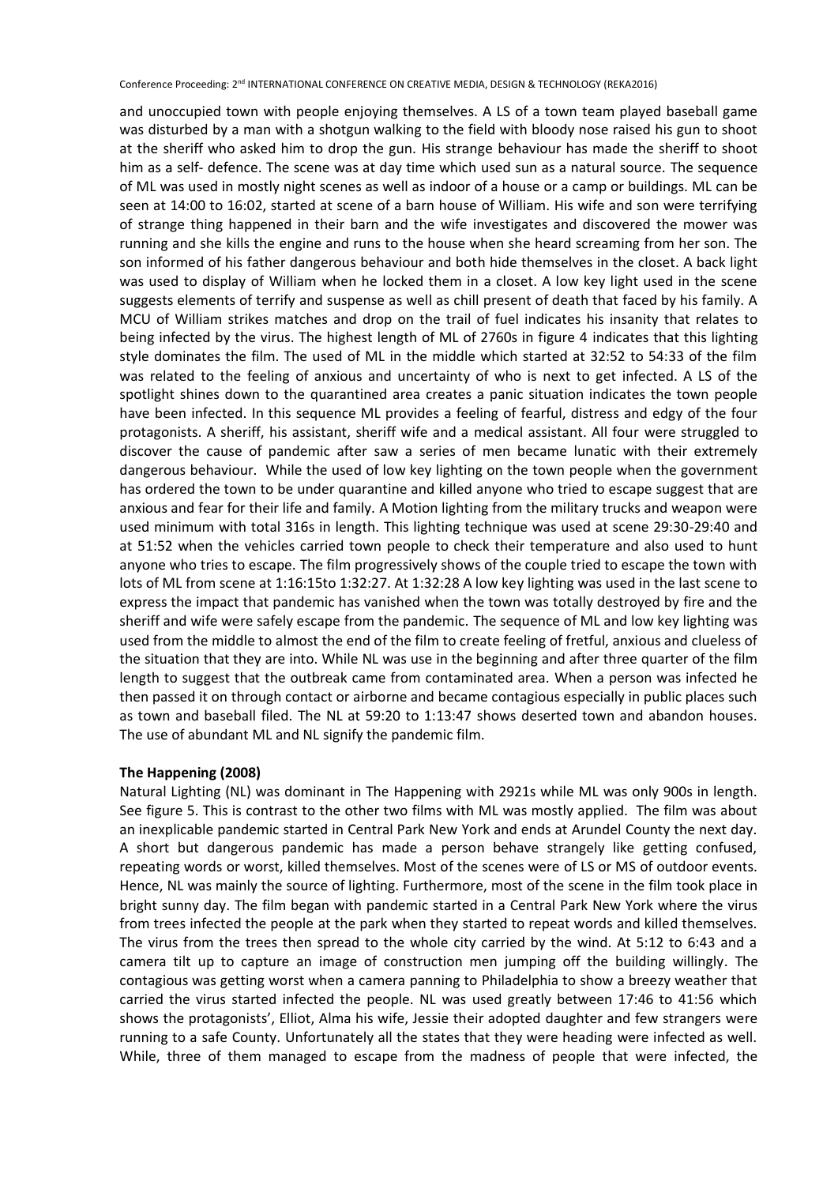and unoccupied town with people enjoying themselves. A LS of a town team played baseball game was disturbed by a man with a shotgun walking to the field with bloody nose raised his gun to shoot at the sheriff who asked him to drop the gun. His strange behaviour has made the sheriff to shoot him as a self- defence. The scene was at day time which used sun as a natural source. The sequence of ML was used in mostly night scenes as well as indoor of a house or a camp or buildings. ML can be seen at 14:00 to 16:02, started at scene of a barn house of William. His wife and son were terrifying of strange thing happened in their barn and the wife investigates and discovered the mower was running and she kills the engine and runs to the house when she heard screaming from her son. The son informed of his father dangerous behaviour and both hide themselves in the closet. A back light was used to display of William when he locked them in a closet. A low key light used in the scene suggests elements of terrify and suspense as well as chill present of death that faced by his family. A MCU of William strikes matches and drop on the trail of fuel indicates his insanity that relates to being infected by the virus. The highest length of ML of 2760s in figure 4 indicates that this lighting style dominates the film. The used of ML in the middle which started at 32:52 to 54:33 of the film was related to the feeling of anxious and uncertainty of who is next to get infected. A LS of the spotlight shines down to the quarantined area creates a panic situation indicates the town people have been infected. In this sequence ML provides a feeling of fearful, distress and edgy of the four protagonists. A sheriff, his assistant, sheriff wife and a medical assistant. All four were struggled to discover the cause of pandemic after saw a series of men became lunatic with their extremely dangerous behaviour. While the used of low key lighting on the town people when the government has ordered the town to be under quarantine and killed anyone who tried to escape suggest that are anxious and fear for their life and family. A Motion lighting from the military trucks and weapon were used minimum with total 316s in length. This lighting technique was used at scene 29:30-29:40 and at 51:52 when the vehicles carried town people to check their temperature and also used to hunt anyone who tries to escape. The film progressively shows of the couple tried to escape the town with lots of ML from scene at 1:16:15to 1:32:27. At 1:32:28 A low key lighting was used in the last scene to express the impact that pandemic has vanished when the town was totally destroyed by fire and the sheriff and wife were safely escape from the pandemic. The sequence of ML and low key lighting was used from the middle to almost the end of the film to create feeling of fretful, anxious and clueless of the situation that they are into. While NL was use in the beginning and after three quarter of the film length to suggest that the outbreak came from contaminated area. When a person was infected he then passed it on through contact or airborne and became contagious especially in public places such as town and baseball filed. The NL at 59:20 to 1:13:47 shows deserted town and abandon houses. The use of abundant ML and NL signify the pandemic film.

**The Happening (2008)**

Natural Lighting (NL) was dominant in The Happening with 2921s while ML was only 900s in length. See figure 5. This is contrast to the other two films with ML was mostly applied. The film was about an inexplicable pandemic started in Central Park New York and ends at Arundel County the next day. A short but dangerous pandemic has made a person behave strangely like getting confused, repeating words or worst, killed themselves. Most of the scenes were of LS or MS of outdoor events. Hence, NL was mainly the source of lighting. Furthermore, most of the scene in the film took place in bright sunny day. The film began with pandemic started in a Central Park New York where the virus from trees infected the people at the park when they started to repeat words and killed themselves. The virus from the trees then spread to the whole city carried by the wind. At 5:12 to 6:43 and a camera tilt up to capture an image of construction men jumping off the building willingly. The contagious was getting worst when a camera panning to Philadelphia to show a breezy weather that carried the virus started infected the people. NL was used greatly between 17:46 to 41:56 which shows the protagonists', Elliot, Alma his wife, Jessie their adopted daughter and few strangers were running to a safe County. Unfortunately all the states that they were heading were infected as well. While, three of them managed to escape from the madness of people that were infected, the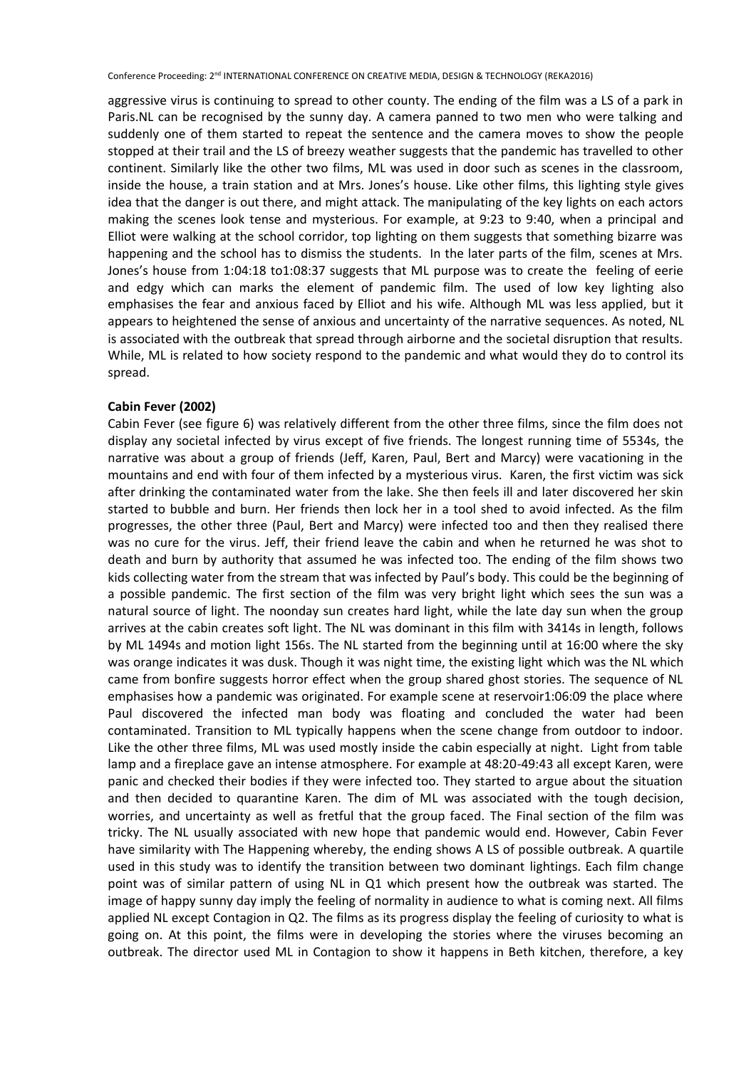aggressive virus is continuing to spread to other county. The ending of the film was a LS of a park in Paris.NL can be recognised by the sunny day. A camera panned to two men who were talking and suddenly one of them started to repeat the sentence and the camera moves to show the people stopped at their trail and the LS of breezy weather suggests that the pandemic has travelled to other continent. Similarly like the other two films, ML was used in door such as scenes in the classroom, inside the house, a train station and at Mrs. Jones's house. Like other films, this lighting style gives idea that the danger is out there, and might attack. The manipulating of the key lights on each actors making the scenes look tense and mysterious. For example, at 9:23 to 9:40, when a principal and Elliot were walking at the school corridor, top lighting on them suggests that something bizarre was happening and the school has to dismiss the students. In the later parts of the film, scenes at Mrs. Jones's house from 1:04:18 to1:08:37 suggests that ML purpose was to create the feeling of eerie and edgy which can marks the element of pandemic film. The used of low key lighting also emphasises the fear and anxious faced by Elliot and his wife. Although ML was less applied, but it appears to heightened the sense of anxious and uncertainty of the narrative sequences. As noted, NL is associated with the outbreak that spread through airborne and the societal disruption that results. While, ML is related to how society respond to the pandemic and what would they do to control its spread.

**Cabin Fever (2002)**

Cabin Fever (see figure 6) was relatively different from the other three films, since the film does not display any societal infected by virus except of five friends. The longest running time of 5534s, the narrative was about a group of friends (Jeff, Karen, Paul, Bert and Marcy) were vacationing in the mountains and end with four of them infected by a mysterious virus. Karen, the first victim was sick after drinking the contaminated water from the lake. She then feels ill and later discovered her skin started to bubble and burn. Her friends then lock her in a tool shed to avoid infected. As the film progresses, the other three (Paul, Bert and Marcy) were infected too and then they realised there was no cure for the virus. Jeff, their friend leave the cabin and when he returned he was shot to death and burn by authority that assumed he was infected too. The ending of the film shows two kids collecting water from the stream that was infected by Paul's body. This could be the beginning of a possible pandemic. The first section of the film was very bright light which sees the sun was a natural source of light. The noonday sun creates hard light, while the late day sun when the group arrives at the cabin creates soft light. The NL was dominant in this film with 3414s in length, follows by ML 1494s and motion light 156s. The NL started from the beginning until at 16:00 where the sky was orange indicates it was dusk. Though it was night time, the existing light which was the NL which came from bonfire suggests horror effect when the group shared ghost stories. The sequence of NL emphasises how a pandemic was originated. For example scene at reservoir1:06:09 the place where Paul discovered the infected man body was floating and concluded the water had been contaminated. Transition to ML typically happens when the scene change from outdoor to indoor. Like the other three films, ML was used mostly inside the cabin especially at night. Light from table lamp and a fireplace gave an intense atmosphere. For example at 48:20-49:43 all except Karen, were panic and checked their bodies if they were infected too. They started to argue about the situation and then decided to quarantine Karen. The dim of ML was associated with the tough decision, worries, and uncertainty as well as fretful that the group faced. The Final section of the film was tricky. The NL usually associated with new hope that pandemic would end. However, Cabin Fever have similarity with The Happening whereby, the ending shows A LS of possible outbreak. A quartile used in this study was to identify the transition between two dominant lightings. Each film change point was of similar pattern of using NL in Q1 which present how the outbreak was started. The image of happy sunny day imply the feeling of normality in audience to what is coming next. All films applied NL except Contagion in Q2. The films as its progress display the feeling of curiosity to what is going on. At this point, the films were in developing the stories where the viruses becoming an outbreak. The director used ML in Contagion to show it happens in Beth kitchen, therefore, a key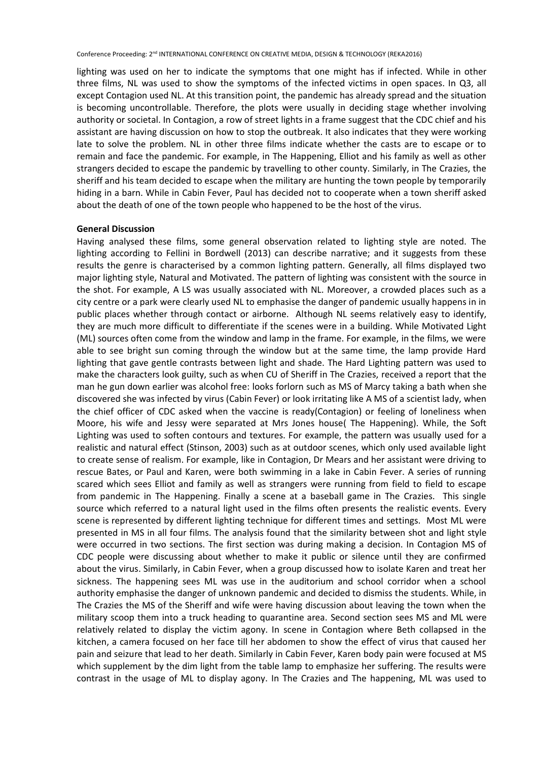lighting was used on her to indicate the symptoms that one might has if infected. While in other three films, NL was used to show the symptoms of the infected victims in open spaces. In Q3, all except Contagion used NL. At this transition point, the pandemic has already spread and the situation is becoming uncontrollable. Therefore, the plots were usually in deciding stage whether involving authority or societal. In Contagion, a row of street lights in a frame suggest that the CDC chief and his assistant are having discussion on how to stop the outbreak. It also indicates that they were working late to solve the problem. NL in other three films indicate whether the casts are to escape or to remain and face the pandemic. For example, in The Happening, Elliot and his family as well as other strangers decided to escape the pandemic by travelling to other county. Similarly, in The Crazies, the sheriff and his team decided to escape when the military are hunting the town people by temporarily hiding in a barn. While in Cabin Fever, Paul has decided not to cooperate when a town sheriff asked about the death of one of the town people who happened to be the host of the virus.

**General Discussion**

Having analysed these films, some general observation related to lighting style are noted. The lighting according to Fellini in Bordwell (2013) can describe narrative; and it suggests from these results the genre is characterised by a common lighting pattern. Generally, all films displayed two major lighting style, Natural and Motivated. The pattern of lighting was consistent with the source in the shot. For example, A LS was usually associated with NL. Moreover, a crowded places such as a city centre or a park were clearly used NL to emphasise the danger of pandemic usually happens in in public places whether through contact or airborne. Although NL seems relatively easy to identify, they are much more difficult to differentiate if the scenes were in a building. While Motivated Light (ML) sources often come from the window and lamp in the frame. For example, in the films, we were able to see bright sun coming through the window but at the same time, the lamp provide Hard lighting that gave gentle contrasts between light and shade. The Hard Lighting pattern was used to make the characters look guilty, such as when CU of Sheriff in The Crazies, received a report that the man he gun down earlier was alcohol free: looks forlorn such as MS of Marcy taking a bath when she discovered she was infected by virus (Cabin Fever) or look irritating like A MS of a scientist lady, when the chief officer of CDC asked when the vaccine is ready(Contagion) or feeling of loneliness when Moore, his wife and Jessy were separated at Mrs Jones house( The Happening). While, the Soft Lighting was used to soften contours and textures. For example, the pattern was usually used for a realistic and natural effect (Stinson, 2003) such as at outdoor scenes, which only used available light to create sense of realism. For example, like in Contagion, Dr Mears and her assistant were driving to rescue Bates, or Paul and Karen, were both swimming in a lake in Cabin Fever. A series of running scared which sees Elliot and family as well as strangers were running from field to field to escape from pandemic in The Happening. Finally a scene at a baseball game in The Crazies. This single source which referred to a natural light used in the films often presents the realistic events. Every scene is represented by different lighting technique for different times and settings. Most ML were presented in MS in all four films. The analysis found that the similarity between shot and light style were occurred in two sections. The first section was during making a decision. In Contagion MS of CDC people were discussing about whether to make it public or silence until they are confirmed about the virus. Similarly, in Cabin Fever, when a group discussed how to isolate Karen and treat her sickness. The happening sees ML was use in the auditorium and school corridor when a school authority emphasise the danger of unknown pandemic and decided to dismiss the students. While, in The Crazies the MS of the Sheriff and wife were having discussion about leaving the town when the military scoop them into a truck heading to quarantine area. Second section sees MS and ML were relatively related to display the victim agony. In scene in Contagion where Beth collapsed in the kitchen, a camera focused on her face till her abdomen to show the effect of virus that caused her pain and seizure that lead to her death. Similarly in Cabin Fever, Karen body pain were focused at MS which supplement by the dim light from the table lamp to emphasize her suffering. The results were contrast in the usage of ML to display agony. In The Crazies and The happening, ML was used to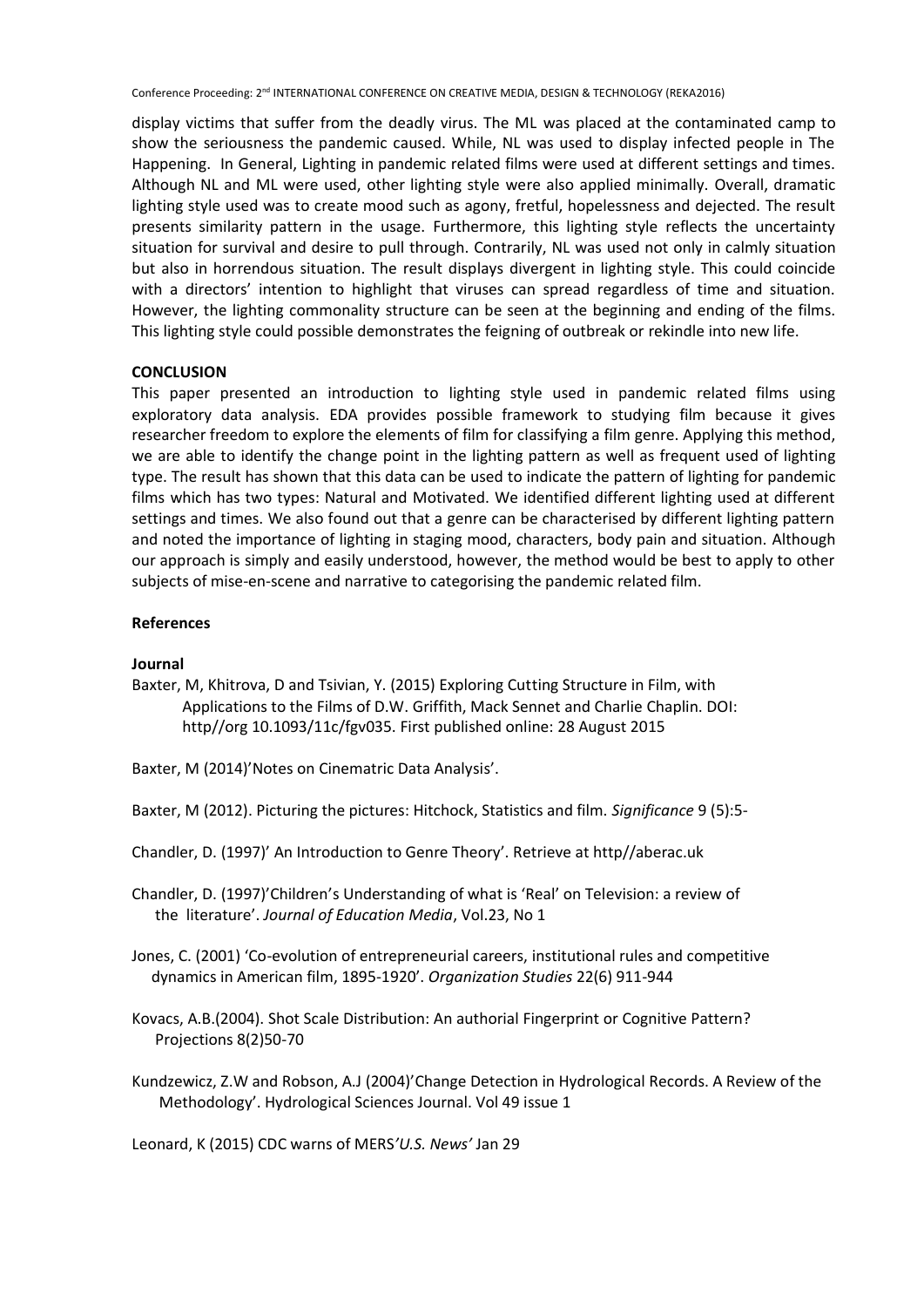display victims that suffer from the deadly virus. The ML was placed at the contaminated camp to show the seriousness the pandemic caused. While, NL was used to display infected people in The Happening. In General, Lighting in pandemic related films were used at different settings and times. Although NL and ML were used, other lighting style were also applied minimally. Overall, dramatic lighting style used was to create mood such as agony, fretful, hopelessness and dejected. The result presents similarity pattern in the usage. Furthermore, this lighting style reflects the uncertainty situation for survival and desire to pull through. Contrarily, NL was used not only in calmly situation but also in horrendous situation. The result displays divergent in lighting style. This could coincide with a directors' intention to highlight that viruses can spread regardless of time and situation. However, the lighting commonality structure can be seen at the beginning and ending of the films. This lighting style could possible demonstrates the feigning of outbreak or rekindle into new life.

**CONCLUSION**

This paper presented an introduction to lighting style used in pandemic related films using exploratory data analysis. EDA provides possible framework to studying film because it gives researcher freedom to explore the elements of film for classifying a film genre. Applying this method, we are able to identify the change point in the lighting pattern as well as frequent used of lighting type. The result has shown that this data can be used to indicate the pattern of lighting for pandemic films which has two types: Natural and Motivated. We identified different lighting used at different settings and times. We also found out that a genre can be characterised by different lighting pattern and noted the importance of lighting in staging mood, characters, body pain and situation. Although our approach is simply and easily understood, however, the method would be best to apply to other subjects of mise-en-scene and narrative to categorising the pandemic related film.

**References**

**Journal**

Baxter, M, Khitrova, D and Tsivian, Y. (2015) Exploring Cutting Structure in Film, with Applications to the Films of D.W. Griffith, Mack Sennet and Charlie Chaplin. DOI: http//org 10.1093/11c/fgv035. First published online: 28 August 2015

Baxter, M (2014)'Notes on Cinematric Data Analysis'.

Baxter, M (2012). Picturing the pictures: Hitchock, Statistics and film. *Significance* 9 (5):5-

Chandler, D. (1997)' An Introduction to Genre Theory'. Retrieve at http//aberac.uk

Chandler, D. (1997)'Children's Understanding of what is 'Real' on Television: a review of the literature'. *Journal of Education Media*, Vol.23, No 1

Jones, C. (2001) 'Co-evolution of entrepreneurial careers, institutional rules and competitive dynamics in American film, 1895-1920'. *Organization Studies* 22(6) 911-944

Kovacs, A.B.(2004). Shot Scale Distribution: An authorial Fingerprint or Cognitive Pattern? Projections 8(2)50-70

Kundzewicz, Z.W and Robson, A.J (2004)'Change Detection in Hydrological Records. A Review of the Methodology'. Hydrological Sciences Journal. Vol 49 issue 1

Leonard, K (2015) CDC warns of MERS*'U.S. News'* Jan 29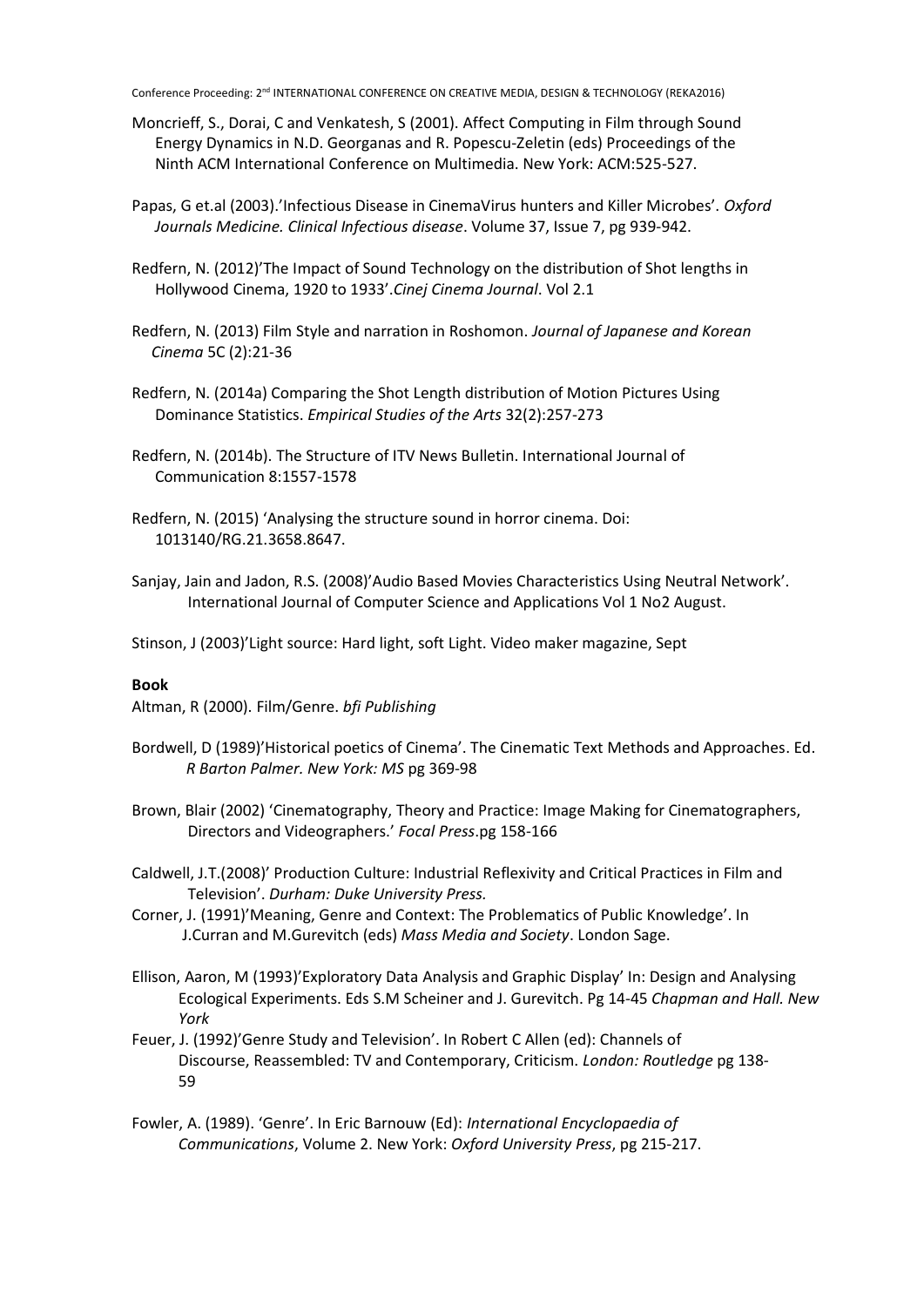Moncrieff, S., Dorai, C and Venkatesh, S (2001). Affect Computing in Film through Sound Energy Dynamics in N.D. Georganas and R. Popescu-Zeletin (eds) Proceedings of the Ninth ACM International Conference on Multimedia. New York: ACM:525-527.

Papas, G et.al (2003).'Infectious Disease in CinemaVirus hunters and Killer Microbes'. *Oxford Journals Medicine. Clinical Infectious disease*. Volume 37, Issue 7, pg 939-942.

Redfern, N. (2012)'The Impact of Sound Technology on the distribution of Shot lengths in Hollywood Cinema, 1920 to 1933'.*Cinej Cinema Journal*. Vol 2.1

Redfern, N. (2013) Film Style and narration in Roshomon. *Journal of Japanese and Korean Cinema* 5C (2):21-36

Redfern, N. (2014a) Comparing the Shot Length distribution of Motion Pictures Using Dominance Statistics. *Empirical Studies of the Arts* 32(2):257-273

Redfern, N. (2014b). The Structure of ITV News Bulletin. International Journal of Communication 8:1557-1578

Redfern, N. (2015) 'Analysing the structure sound in horror cinema. Doi: 1013140/RG.21.3658.8647.

Sanjay, Jain and Jadon, R.S. (2008)'Audio Based Movies Characteristics Using Neutral Network'. International Journal of Computer Science and Applications Vol 1 No2 August.

Stinson, J (2003)'Light source: Hard light, soft Light. Video maker magazine, Sept

**Book**

Altman, R (2000). Film/Genre. *bfi Publishing*

Bordwell, D (1989)'Historical poetics of Cinema'. The Cinematic Text Methods and Approaches. Ed. *R Barton Palmer. New York: MS* pg 369-98

Brown, Blair (2002) 'Cinematography, Theory and Practice: Image Making for Cinematographers, Directors and Videographers.' *Focal Press*.pg 158-166

Caldwell, J.T.(2008)' Production Culture: Industrial Reflexivity and Critical Practices in Film and Television'. *Durham: Duke University Press.*

Corner, J. (1991)'Meaning, Genre and Context: The Problematics of Public Knowledge'. In J.Curran and M.Gurevitch (eds) *Mass Media and Society*. London Sage.

Ellison, Aaron, M (1993)'Exploratory Data Analysis and Graphic Display' In: Design and Analysing Ecological Experiments. Eds S.M Scheiner and J. Gurevitch. Pg 14-45 *Chapman and Hall. New York*

Feuer, J. (1992)'Genre Study and Television'. In Robert C Allen (ed): Channels of Discourse, Reassembled: TV and Contemporary, Criticism. *London: Routledge* pg 138-59

Fowler, A. (1989). 'Genre'. In Eric Barnouw (Ed): *International Encyclopaedia of Communications*, Volume 2. New York: *Oxford University Press*, pg 215-217.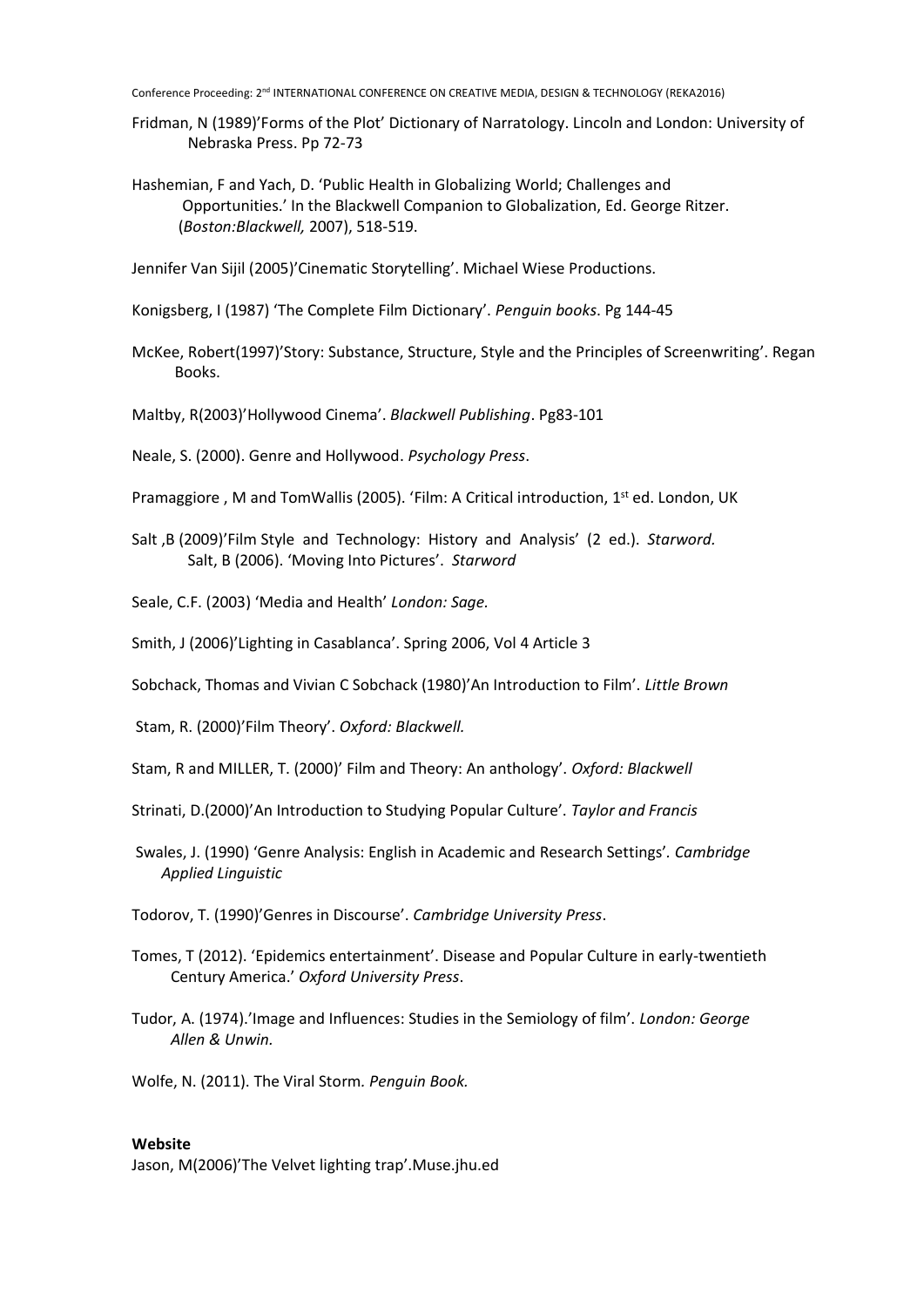Fridman, N (1989)'Forms of the Plot' Dictionary of Narratology. Lincoln and London: University of Nebraska Press. Pp 72-73

Hashemian, F and Yach, D. 'Public Health in Globalizing World; Challenges and Opportunities.' In the Blackwell Companion to Globalization, Ed. George Ritzer. (*Boston:Blackwell,* 2007), 518-519.

Jennifer Van Sijil (2005)'Cinematic Storytelling'. Michael Wiese Productions.

Konigsberg, I (1987) 'The Complete Film Dictionary'. *Penguin books*. Pg 144-45

McKee, Robert(1997)'Story: Substance, Structure, Style and the Principles of Screenwriting'. Regan Books.

Maltby, R(2003)'Hollywood Cinema'. *Blackwell Publishing*. Pg83-101

Neale, S. (2000). Genre and Hollywood. *Psychology Press*.

Pramaggiore , M and TomWallis (2005). 'Film: A Critical introduction, 1st ed. London, UK

Salt ,B (2009)'Film Style and Technology: History and Analysis' (2 ed.). *Starword.*
Salt, B (2006). 'Moving Into Pictures'. *Starword*

Seale, C.F. (2003) 'Media and Health' *London: Sage.*

Smith, J (2006)'Lighting in Casablanca'. Spring 2006, Vol 4 Article 3

Sobchack, Thomas and Vivian C Sobchack (1980)'An Introduction to Film'. *Little Brown*

Stam, R. (2000)'Film Theory'. *Oxford: Blackwell.*

Stam, R and MILLER, T. (2000)' Film and Theory: An anthology'. *Oxford: Blackwell*

Strinati, D.(2000)'An Introduction to Studying Popular Culture'. *Taylor and Francis*

Swales, J. (1990) 'Genre Analysis: English in Academic and Research Settings'. *Cambridge Applied Linguistic*

Todorov, T. (1990)'Genres in Discourse'. *Cambridge University Press*.

Tomes, T (2012). 'Epidemics entertainment'. Disease and Popular Culture in early-twentieth Century America.' *Oxford University Press*.

Tudor, A. (1974).'Image and Influences: Studies in the Semiology of film'. *London: George Allen & Unwin.*

Wolfe, N. (2011). The Viral Storm. *Penguin Book.*

**Website**

Jason, M(2006)'The Velvet lighting trap'.Muse.jhu.ed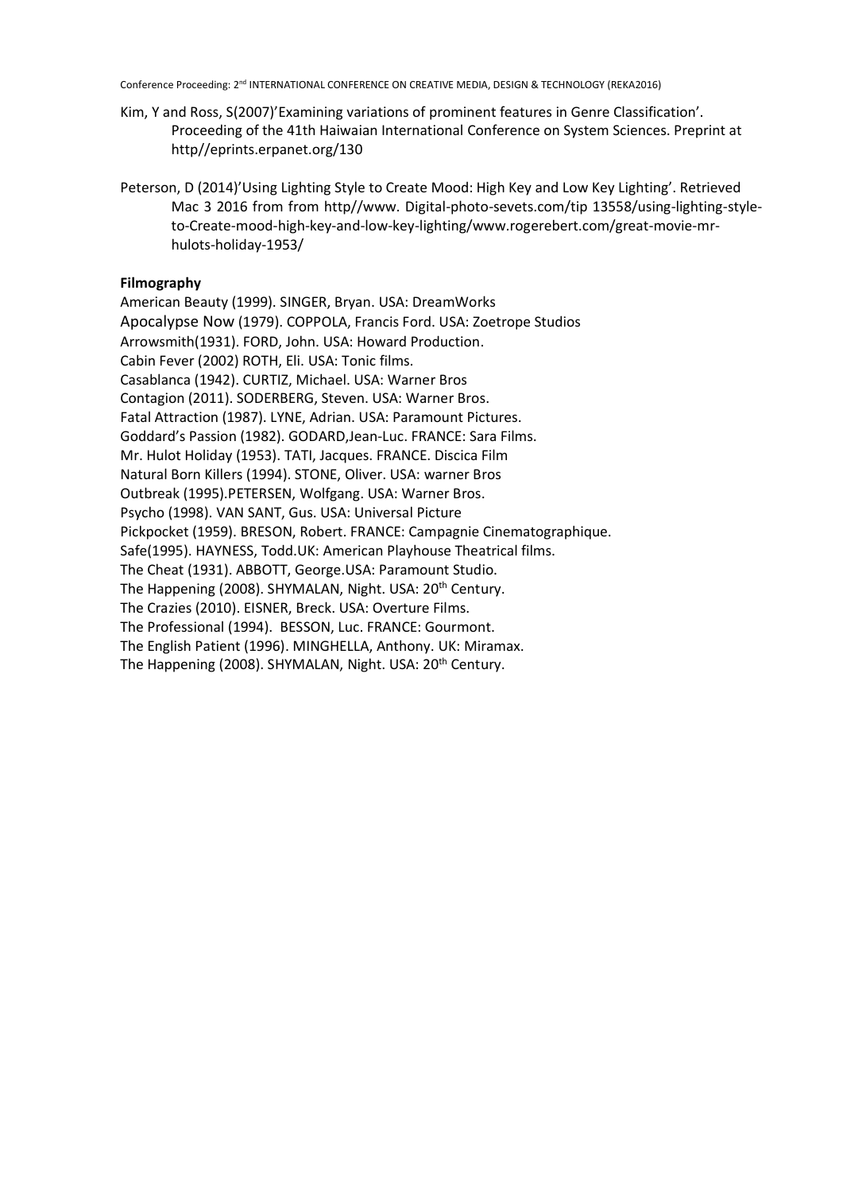Kim, Y and Ross, S(2007)'Examining variations of prominent features in Genre Classification'. Proceeding of the 41th Haiwaian International Conference on System Sciences. Preprint at http//eprints.erpanet.org/130

Peterson, D (2014)'Using Lighting Style to Create Mood: High Key and Low Key Lighting'. Retrieved Mac 3 2016 from from http//www. Digital-photo-sevets.com/tip 13558/using-lighting-style-to-Create-mood-high-key-and-low-key-lighting/www.rogerebert.com/great-movie-mr-hulots-holiday-1953/

**Filmography**

American Beauty (1999). SINGER, Bryan. USA: DreamWorks
Apocalypse Now (1979). COPPOLA, Francis Ford. USA: Zoetrope Studios
Arrowsmith(1931). FORD, John. USA: Howard Production.
Cabin Fever (2002) ROTH, Eli. USA: Tonic films.
Casablanca (1942). CURTIZ, Michael. USA: Warner Bros
Contagion (2011). SODERBERG, Steven. USA: Warner Bros.
Fatal Attraction (1987). LYNE, Adrian. USA: Paramount Pictures.
Goddard's Passion (1982). GODARD,Jean-Luc. FRANCE: Sara Films.
Mr. Hulot Holiday (1953). TATI, Jacques. FRANCE. Discica Film
Natural Born Killers (1994). STONE, Oliver. USA: warner Bros
Outbreak (1995).PETERSEN, Wolfgang. USA: Warner Bros.
Psycho (1998). VAN SANT, Gus. USA: Universal Picture
Pickpocket (1959). BRESON, Robert. FRANCE: Campagnie Cinematographique.
Safe(1995). HAYNESS, Todd.UK: American Playhouse Theatrical films.
The Cheat (1931). ABBOTT, George.USA: Paramount Studio.
The Happening (2008). SHYMALAN, Night. USA: 20th Century.
The Crazies (2010). EISNER, Breck. USA: Overture Films.
The Professional (1994). BESSON, Luc. FRANCE: Gourmont.
The English Patient (1996). MINGHELLA, Anthony. UK: Miramax.
The Happening (2008). SHYMALAN, Night. USA: 20th Century.